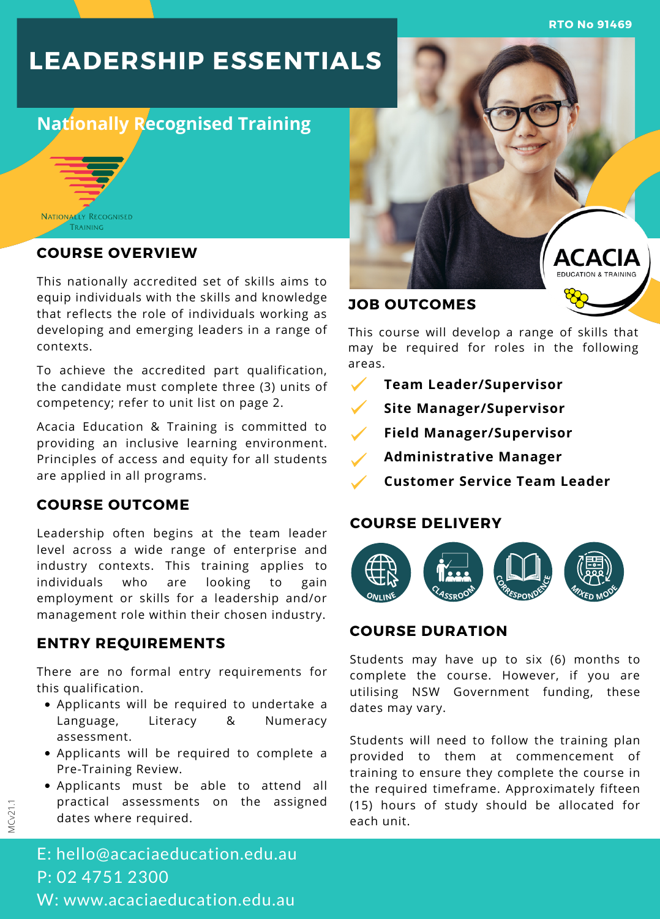RTO No 91469

# LEADERSHIP ESSENTIALS

## Nationally Recognised Training

NATIONALLY RECOGNISED TRAINING

## COURSE OVERVIEW

This nationally accredited set of skills aims to equip individuals with the skills and knowledge that reflects the role of individuals working as developing and emerging leaders in a range of contexts.

To achieve the accredited part qualification, the candidate must complete three (3) units of competency; refer to unit list on page 2.

Acacia Education & Training is committed to providing an inclusive learning environment. Principles of access and equity for all students are applied in all programs.

## COURSE OUTCOME

Leadership often begins at the team leader level across a wide range of enterprise and industry contexts. This training applies to individuals who are looking to gain employment or skills for a leadership and/or management role within their chosen industry.

## ENTRY REQUIREMENTS

There are no formal entry requirements for this qualification.

- Applicants will be required to undertake a Language, Literacy & Numeracy assessment.
- Applicants will be required to complete a Pre-Training Review.
- Applicants must be able to attend all practical assessments on the assigned dates where required.

ACACIA EDUCATION & TRAINING

## JOB OUTCOMES

This course will develop a range of skills that may be required for roles in the following areas.

- **Team Leader/Supervisor**
- **Site Manager/Supervisor**
- **Field Manager/Supervisor**
- **Administrative Manager**
- **Customer Service Team Leader**

## COURSE DELIVERY

ONLINE | CLASSROOM | CORRESPONDENCE | MIXED MODE

## COURSE DURATION

Students may have up to six (6) months to complete the course. However, if you are utilising NSW Government funding, these dates may vary.

Students will need to follow the training plan provided to them at commencement of training to ensure they complete the course in the required timeframe. Approximately fifteen (15) hours of study should be allocated for each unit.

E: hello@acaciaeducation.edu.au
P: 02 4751 2300
W: www.acaciaeducation.edu.au

MCv21.1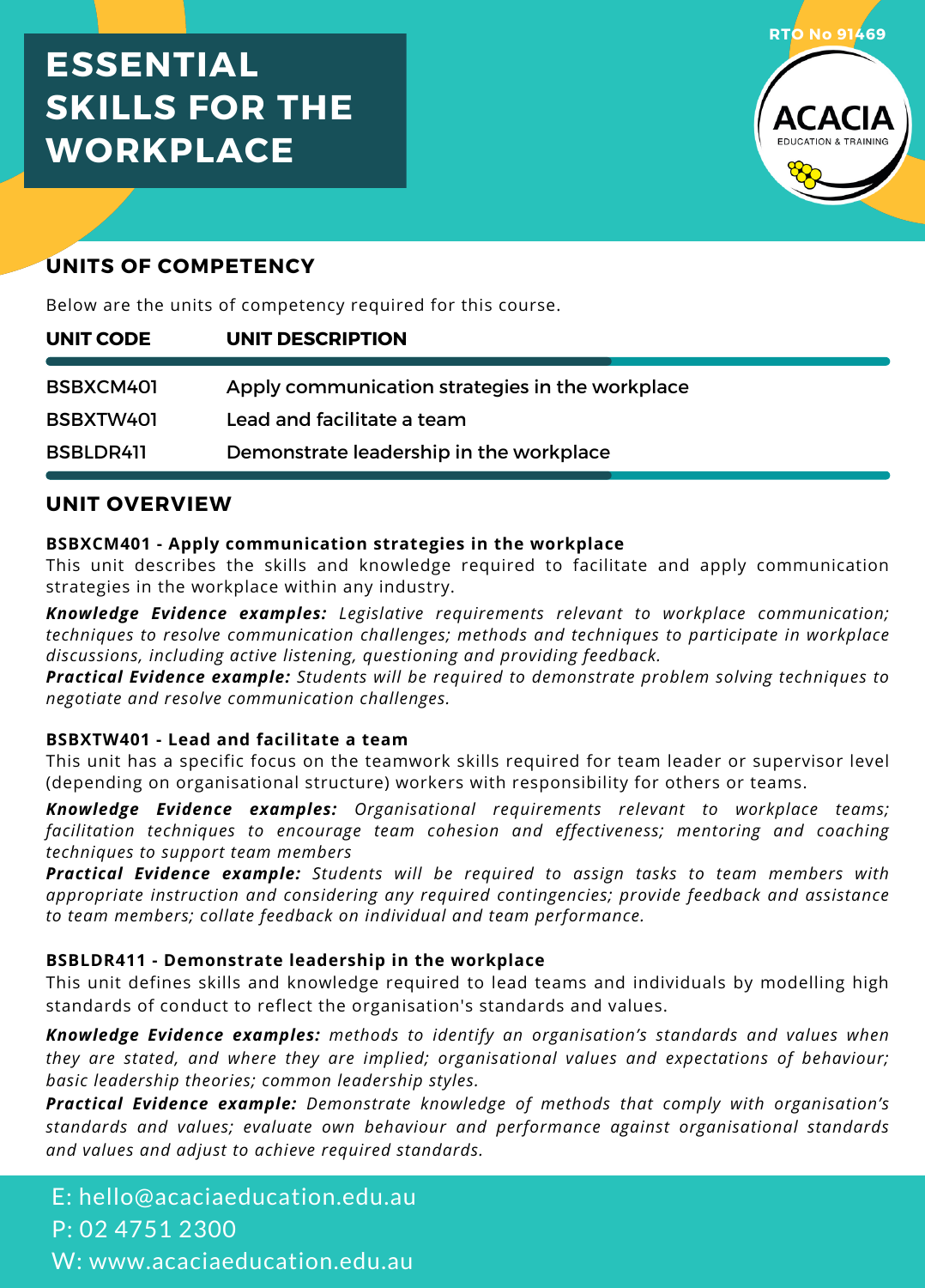# ESSENTIAL SKILLS FOR THE WORKPLACE

RTO No 91469

ACACIA
EDUCATION & TRAINING

## UNITS OF COMPETENCY

Below are the units of competency required for this course.

| UNIT CODE | UNIT DESCRIPTION |
|---|---|
| BSBXCM401 | Apply communication strategies in the workplace |
| BSBXTW401 | Lead and facilitate a team |
| BSBLDR411 | Demonstrate leadership in the workplace |

## UNIT OVERVIEW

**BSBXCM401 - Apply communication strategies in the workplace**

This unit describes the skills and knowledge required to facilitate and apply communication strategies in the workplace within any industry.

***Knowledge Evidence examples:*** *Legislative requirements relevant to workplace communication; techniques to resolve communication challenges; methods and techniques to participate in workplace discussions, including active listening, questioning and providing feedback.*

***Practical Evidence example:*** *Students will be required to demonstrate problem solving techniques to negotiate and resolve communication challenges.*

**BSBXTW401 - Lead and facilitate a team**

This unit has a specific focus on the teamwork skills required for team leader or supervisor level (depending on organisational structure) workers with responsibility for others or teams.

***Knowledge Evidence examples:*** *Organisational requirements relevant to workplace teams; facilitation techniques to encourage team cohesion and effectiveness; mentoring and coaching techniques to support team members*

***Practical Evidence example:*** *Students will be required to assign tasks to team members with appropriate instruction and considering any required contingencies; provide feedback and assistance to team members; collate feedback on individual and team performance.*

**BSBLDR411 - Demonstrate leadership in the workplace**

This unit defines skills and knowledge required to lead teams and individuals by modelling high standards of conduct to reflect the organisation's standards and values.

***Knowledge Evidence examples:*** *methods to identify an organisation's standards and values when they are stated, and where they are implied; organisational values and expectations of behaviour; basic leadership theories; common leadership styles.*

***Practical Evidence example:*** *Demonstrate knowledge of methods that comply with organisation's standards and values; evaluate own behaviour and performance against organisational standards and values and adjust to achieve required standards.*

E: hello@acaciaeducation.edu.au
P: 02 4751 2300
W: www.acaciaeducation.edu.au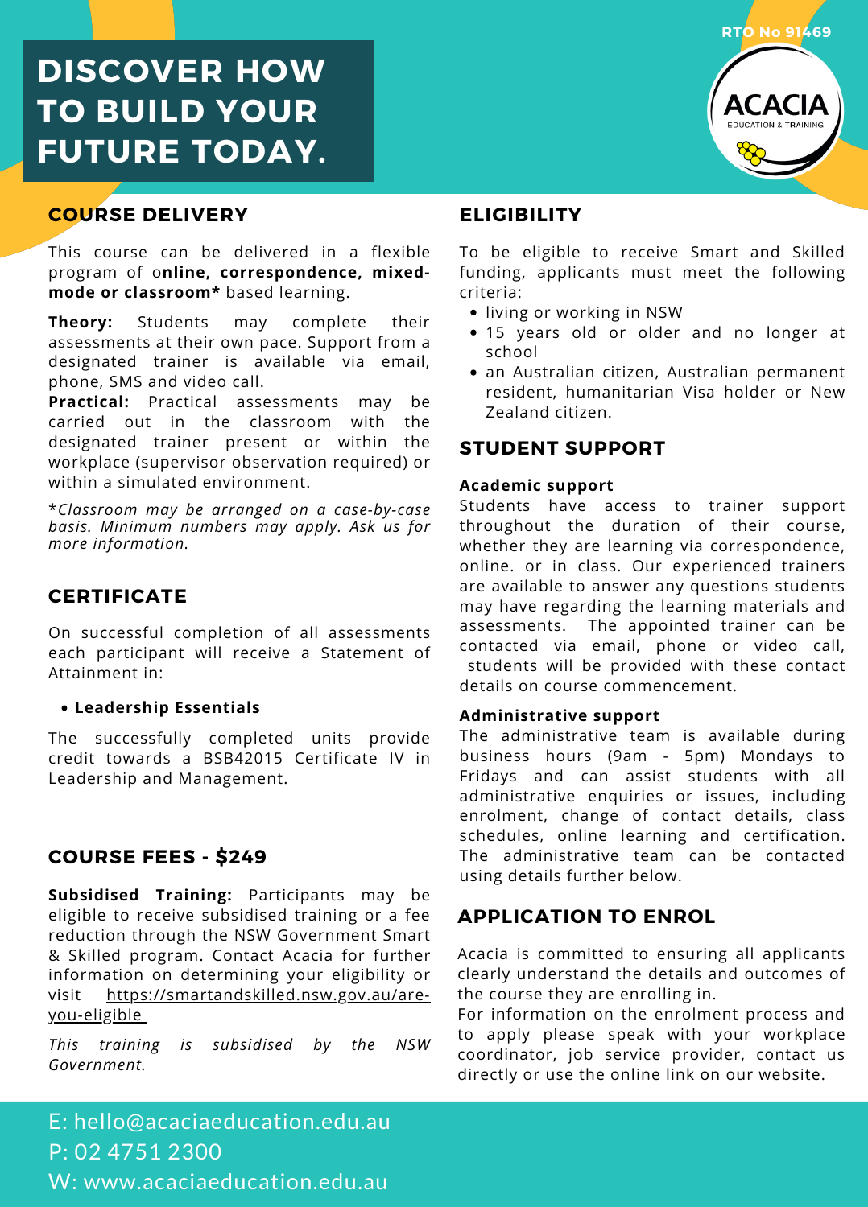# DISCOVER HOW TO BUILD YOUR FUTURE TODAY.

RTO No 91469

ACACIA
EDUCATION & TRAINING

## COURSE DELIVERY

This course can be delivered in a flexible program of **online, correspondence, mixed-mode or classroom*** based learning.

**Theory:** Students may complete their assessments at their own pace. Support from a designated trainer is available via email, phone, SMS and video call.
**Practical:** Practical assessments may be carried out in the classroom with the designated trainer present or within the workplace (supervisor observation required) or within a simulated environment.

**Classroom may be arranged on a case-by-case basis. Minimum numbers may apply. Ask us for more information.*

## CERTIFICATE

On successful completion of all assessments each participant will receive a Statement of Attainment in:

- **Leadership Essentials**

The successfully completed units provide credit towards a BSB42015 Certificate IV in Leadership and Management.

## COURSE FEES - $249

**Subsidised Training:** Participants may be eligible to receive subsidised training or a fee reduction through the NSW Government Smart & Skilled program. Contact Acacia for further information on determining your eligibility or visit https://smartandskilled.nsw.gov.au/are-you-eligible

*This training is subsidised by the NSW Government.*

## ELIGIBILITY

To be eligible to receive Smart and Skilled funding, applicants must meet the following criteria:

- living or working in NSW
- 15 years old or older and no longer at school
- an Australian citizen, Australian permanent resident, humanitarian Visa holder or New Zealand citizen.

## STUDENT SUPPORT

### Academic support

Students have access to trainer support throughout the duration of their course, whether they are learning via correspondence, online. or in class. Our experienced trainers are available to answer any questions students may have regarding the learning materials and assessments. The appointed trainer can be contacted via email, phone or video call, students will be provided with these contact details on course commencement.

### Administrative support

The administrative team is available during business hours (9am - 5pm) Mondays to Fridays and can assist students with all administrative enquiries or issues, including enrolment, change of contact details, class schedules, online learning and certification. The administrative team can be contacted using details further below.

## APPLICATION TO ENROL

Acacia is committed to ensuring all applicants clearly understand the details and outcomes of the course they are enrolling in.
For information on the enrolment process and to apply please speak with your workplace coordinator, job service provider, contact us directly or use the online link on our website.

E: hello@acaciaeducation.edu.au
P: 02 4751 2300
W: www.acaciaeducation.edu.au